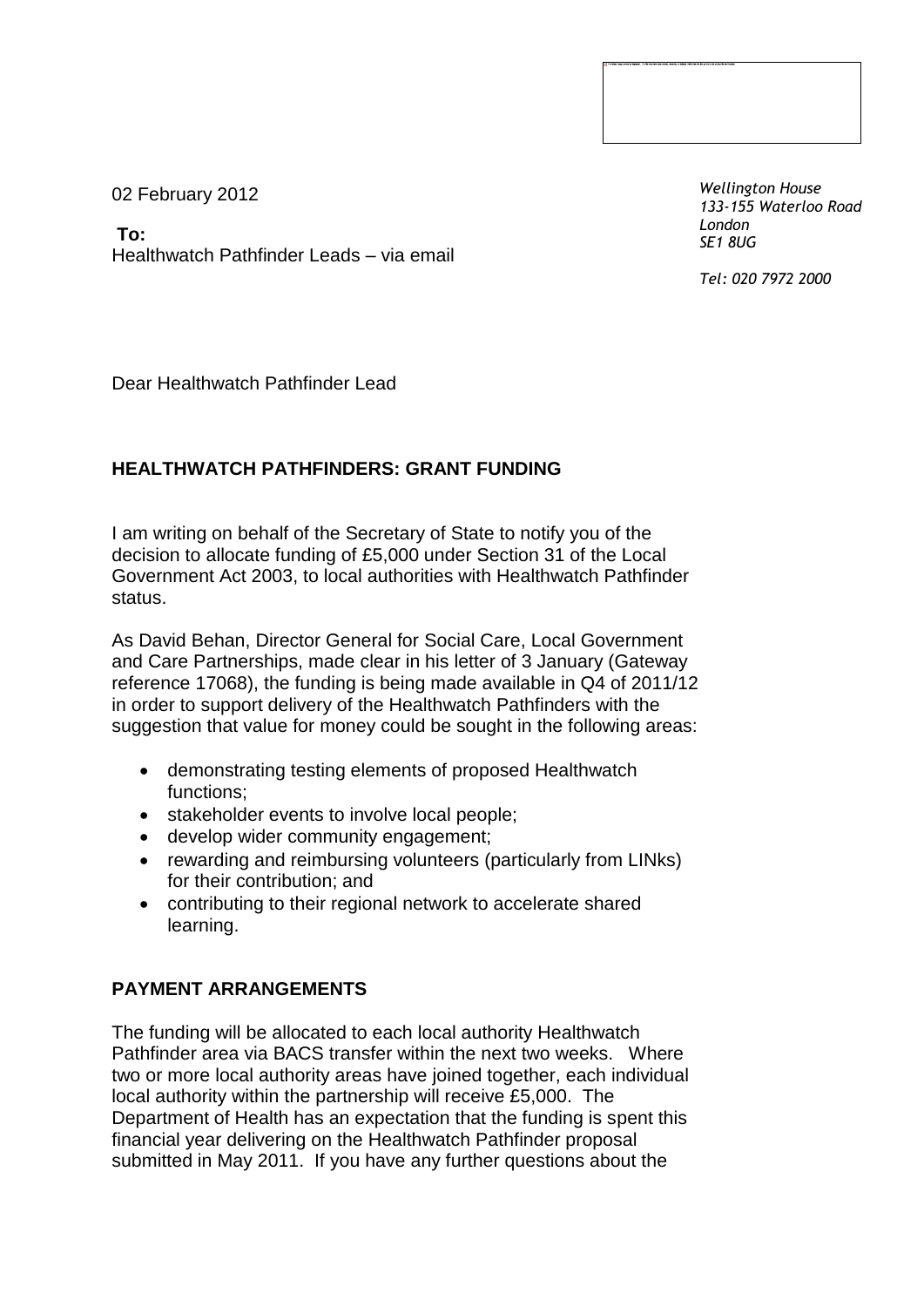02 February 2012

**To:**
Healthwatch Pathfinder Leads – via email

*Wellington House*
*133-155 Waterloo Road*
*London*
*SE1 8UG*

*Tel: 020 7972 2000*

Dear Healthwatch Pathfinder Lead

**HEALTHWATCH PATHFINDERS: GRANT FUNDING**

I am writing on behalf of the Secretary of State to notify you of the decision to allocate funding of £5,000 under Section 31 of the Local Government Act 2003, to local authorities with Healthwatch Pathfinder status.

As David Behan, Director General for Social Care, Local Government and Care Partnerships, made clear in his letter of 3 January (Gateway reference 17068), the funding is being made available in Q4 of 2011/12 in order to support delivery of the Healthwatch Pathfinders with the suggestion that value for money could be sought in the following areas:

- demonstrating testing elements of proposed Healthwatch functions;
- stakeholder events to involve local people;
- develop wider community engagement;
- rewarding and reimbursing volunteers (particularly from LINks) for their contribution; and
- contributing to their regional network to accelerate shared learning.

**PAYMENT ARRANGEMENTS**

The funding will be allocated to each local authority Healthwatch Pathfinder area via BACS transfer within the next two weeks. Where two or more local authority areas have joined together, each individual local authority within the partnership will receive £5,000. The Department of Health has an expectation that the funding is spent this financial year delivering on the Healthwatch Pathfinder proposal submitted in May 2011. If you have any further questions about the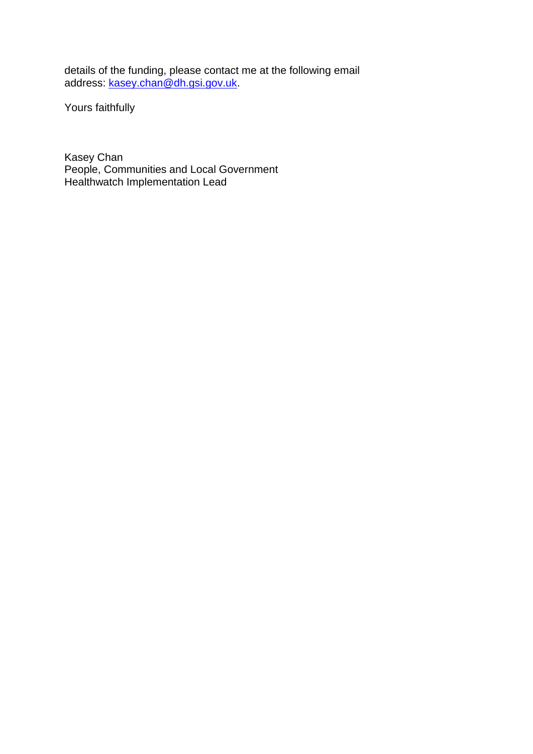details of the funding, please contact me at the following email address: [kasey.chan@dh.gsi.gov.uk](mailto:kasey.chan@dh.gsi.gov.uk).

Yours faithfully

Kasey Chan
People, Communities and Local Government
Healthwatch Implementation Lead